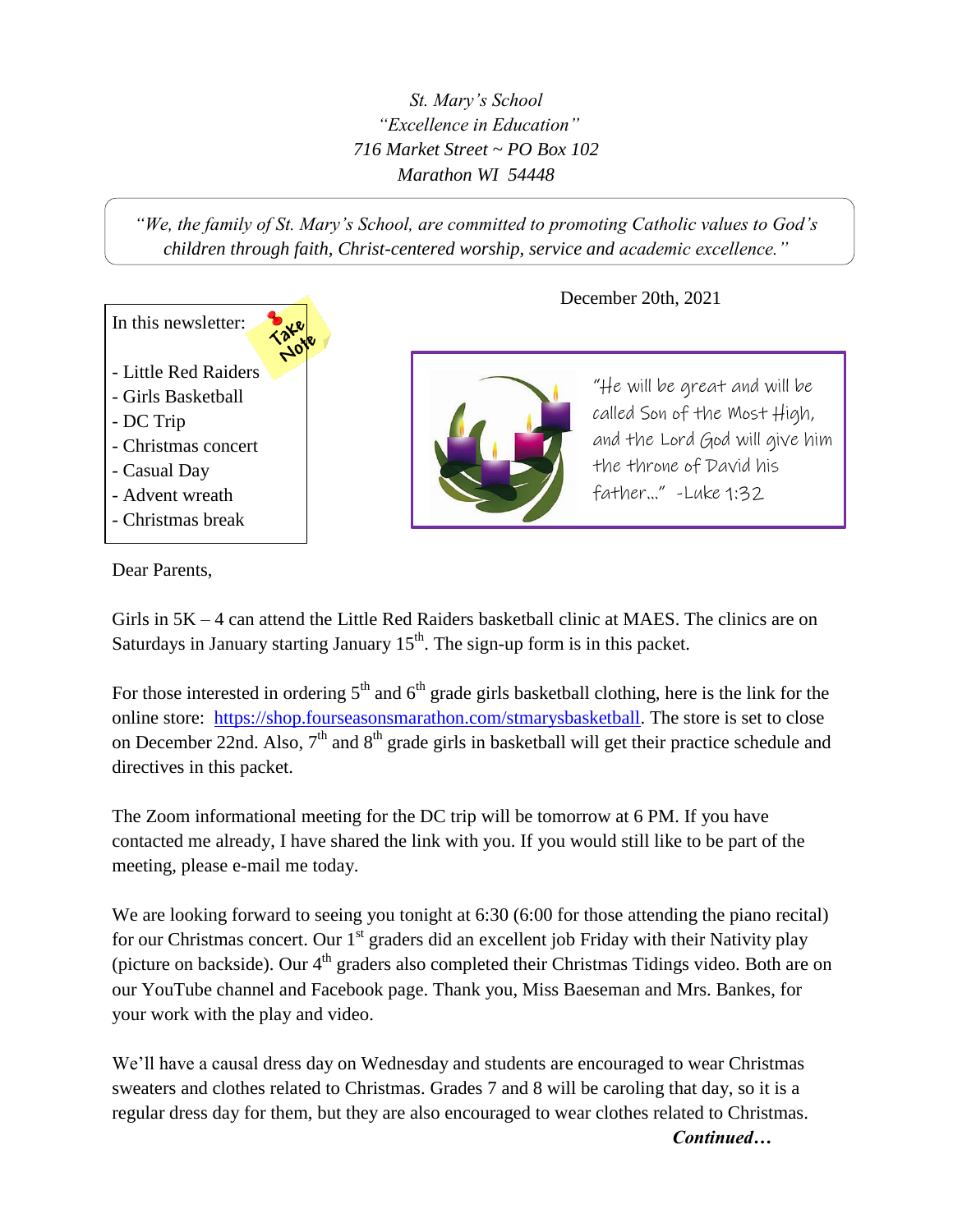*St. Mary's School*
*"Excellence in Education"*
*716 Market Street ~ PO Box 102*
*Marathon WI 54448*

*"We, the family of St. Mary's School, are committed to promoting Catholic values to God's children through faith, Christ-centered worship, service and academic excellence."*

December 20th, 2021

In this newsletter:

Take Note

- Little Red Raiders
- Girls Basketball
- DC Trip
- Christmas concert
- Casual Day
- Advent wreath
- Christmas break

"He will be great and will be called Son of the Most High, and the Lord God will give him the throne of David his father..." -Luke 1:32

Dear Parents,

Girls in 5K – 4 can attend the Little Red Raiders basketball clinic at MAES. The clinics are on Saturdays in January starting January 15th. The sign-up form is in this packet.

For those interested in ordering 5th and 6th grade girls basketball clothing, here is the link for the online store: [https://shop.fourseasonsmarathon.com/stmarysbasketball](https://shop.fourseasonsmarathon.com/stmarysbasketball). The store is set to close on December 22nd. Also, 7th and 8th grade girls in basketball will get their practice schedule and directives in this packet.

The Zoom informational meeting for the DC trip will be tomorrow at 6 PM. If you have contacted me already, I have shared the link with you. If you would still like to be part of the meeting, please e-mail me today.

We are looking forward to seeing you tonight at 6:30 (6:00 for those attending the piano recital) for our Christmas concert. Our 1st graders did an excellent job Friday with their Nativity play (picture on backside). Our 4th graders also completed their Christmas Tidings video. Both are on our YouTube channel and Facebook page. Thank you, Miss Baeseman and Mrs. Bankes, for your work with the play and video.

We'll have a causal dress day on Wednesday and students are encouraged to wear Christmas sweaters and clothes related to Christmas. Grades 7 and 8 will be caroling that day, so it is a regular dress day for them, but they are also encouraged to wear clothes related to Christmas.

***Continued…***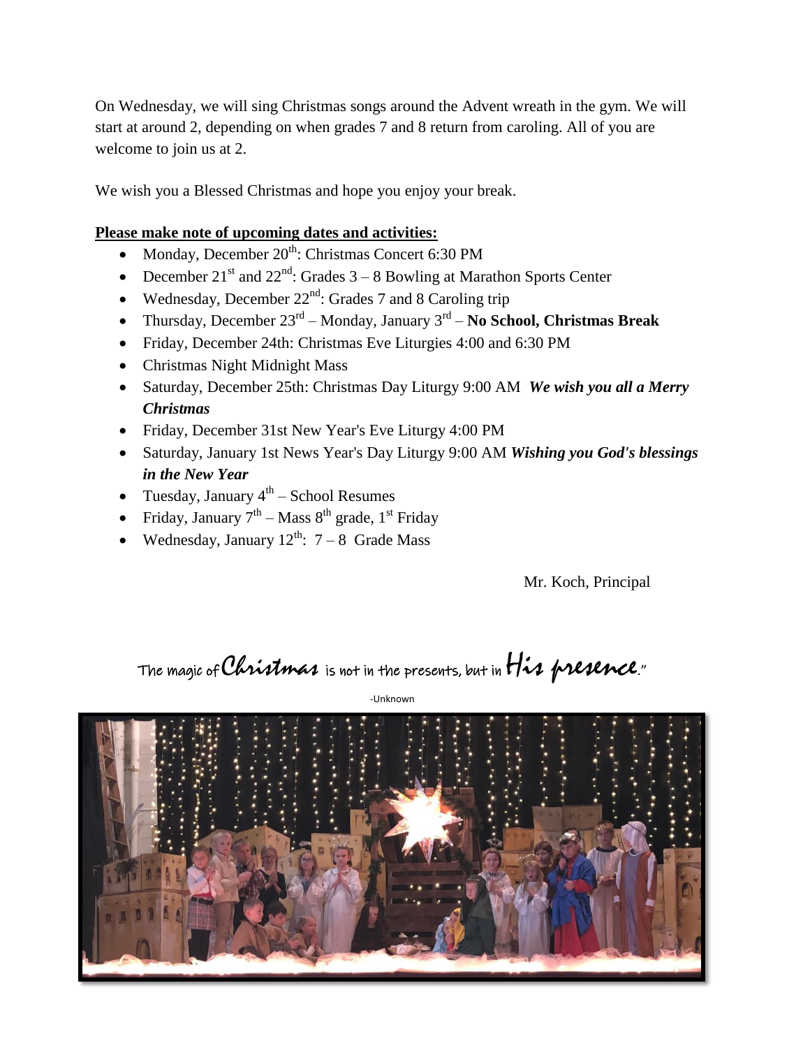On Wednesday, we will sing Christmas songs around the Advent wreath in the gym. We will start at around 2, depending on when grades 7 and 8 return from caroling. All of you are welcome to join us at 2.

We wish you a Blessed Christmas and hope you enjoy your break.

**Please make note of upcoming dates and activities:**

- Monday, December 20th: Christmas Concert 6:30 PM
- December 21st and 22nd: Grades 3 – 8 Bowling at Marathon Sports Center
- Wednesday, December 22nd: Grades 7 and 8 Caroling trip
- Thursday, December 23rd – Monday, January 3rd – **No School, Christmas Break**
- Friday, December 24th: Christmas Eve Liturgies 4:00 and 6:30 PM
- Christmas Night Midnight Mass
- Saturday, December 25th: Christmas Day Liturgy 9:00 AM ***We wish you all a Merry Christmas***
- Friday, December 31st New Year's Eve Liturgy 4:00 PM
- Saturday, January 1st News Year's Day Liturgy 9:00 AM ***Wishing you God's blessings in the New Year***
- Tuesday, January 4th – School Resumes
- Friday, January 7th – Mass 8th grade, 1st Friday
- Wednesday, January 12th: 7 – 8 Grade Mass

Mr. Koch, Principal

The magic of **Christmas** is not in the presents, but in **His presence**."

-Unknown